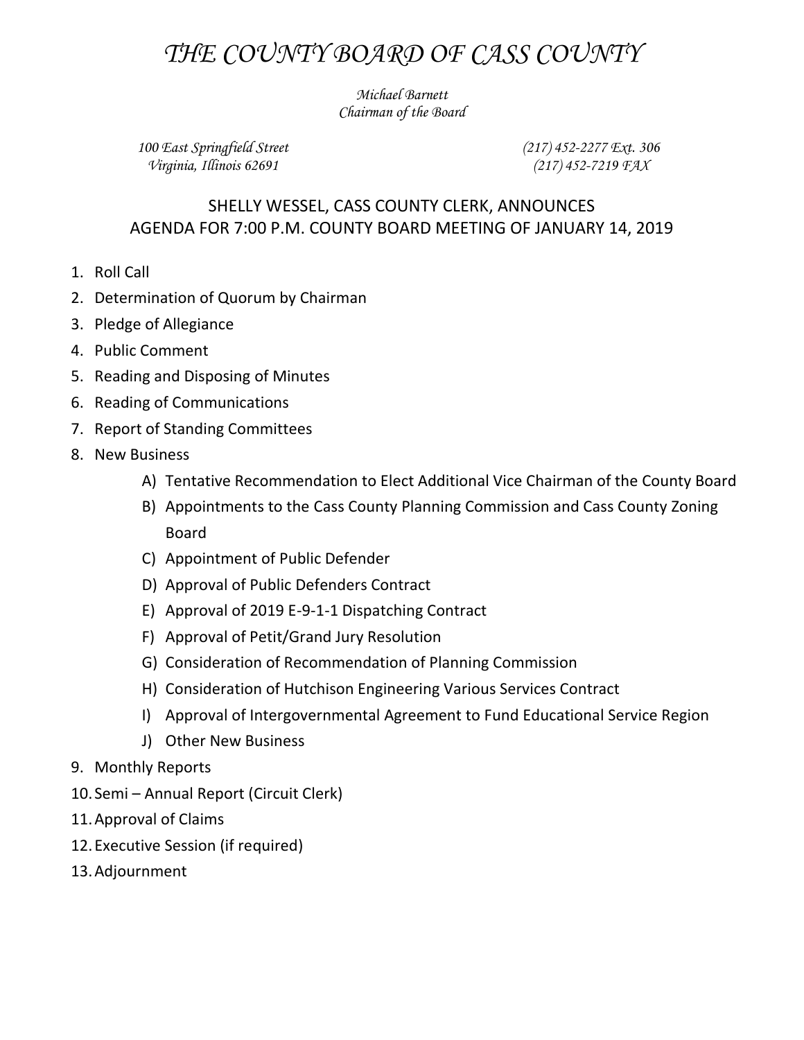# *THE COUNTY BOARD OF CASS COUNTY*

*Michael Barnett*
*Chairman of the Board*

*100 East Springfield Street*
*Virginia, Illinois 62691*

*(217) 452-2277 Ext. 306*
*(217) 452-7219 FAX*

## SHELLY WESSEL, CASS COUNTY CLERK, ANNOUNCES AGENDA FOR 7:00 P.M. COUNTY BOARD MEETING OF JANUARY 14, 2019

1. Roll Call
2. Determination of Quorum by Chairman
3. Pledge of Allegiance
4. Public Comment
5. Reading and Disposing of Minutes
6. Reading of Communications
7. Report of Standing Committees
8. New Business
    - A) Tentative Recommendation to Elect Additional Vice Chairman of the County Board
    - B) Appointments to the Cass County Planning Commission and Cass County Zoning Board
    - C) Appointment of Public Defender
    - D) Approval of Public Defenders Contract
    - E) Approval of 2019 E-9-1-1 Dispatching Contract
    - F) Approval of Petit/Grand Jury Resolution
    - G) Consideration of Recommendation of Planning Commission
    - H) Consideration of Hutchison Engineering Various Services Contract
    - I) Approval of Intergovernmental Agreement to Fund Educational Service Region
    - J) Other New Business
9. Monthly Reports
10. Semi – Annual Report (Circuit Clerk)
11. Approval of Claims
12. Executive Session (if required)
13. Adjournment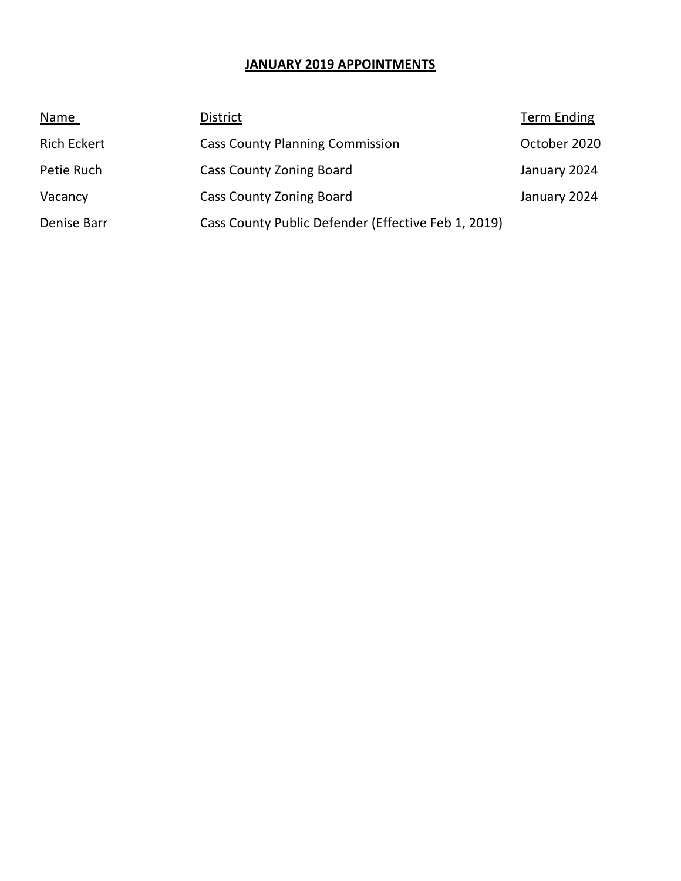## JANUARY 2019 APPOINTMENTS

| Name | District | Term Ending |
| --- | --- | --- |
| Rich Eckert | Cass County Planning Commission | October 2020 |
| Petie Ruch | Cass County Zoning Board | January 2024 |
| Vacancy | Cass County Zoning Board | January 2024 |
| Denise Barr | Cass County Public Defender (Effective Feb 1, 2019) | |